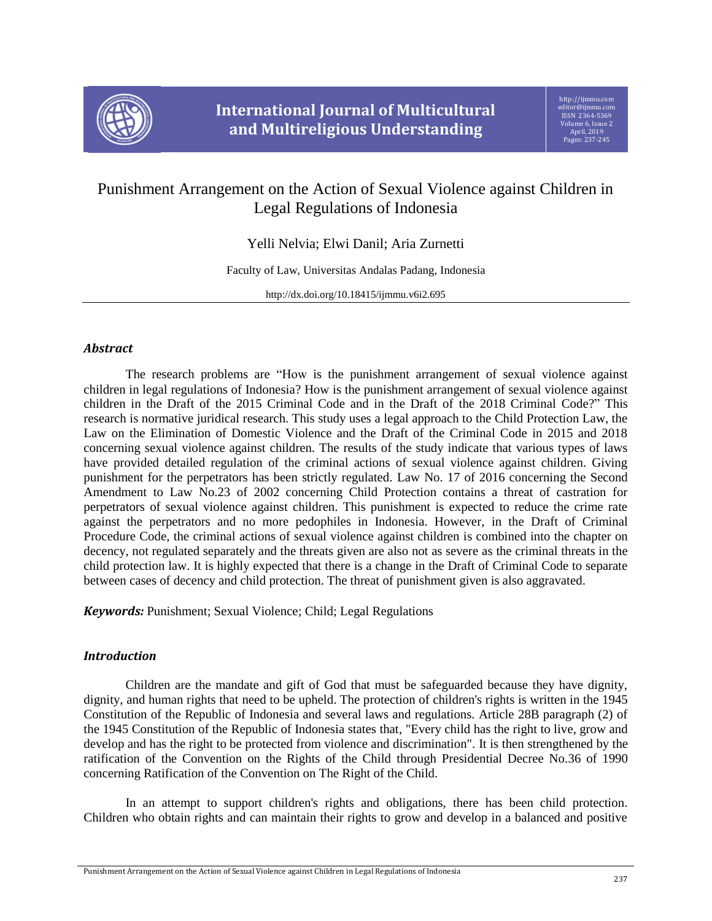# Punishment Arrangement on the Action of Sexual Violence against Children in Legal Regulations of Indonesia

Yelli Nelvia; Elwi Danil; Aria Zurnetti

Faculty of Law, Universitas Andalas Padang, Indonesia

http://dx.doi.org/10.18415/ijmmu.v6i2.695

## *Abstract*

The research problems are "How is the punishment arrangement of sexual violence against children in legal regulations of Indonesia? How is the punishment arrangement of sexual violence against children in the Draft of the 2015 Criminal Code and in the Draft of the 2018 Criminal Code?" This research is normative juridical research. This study uses a legal approach to the Child Protection Law, the Law on the Elimination of Domestic Violence and the Draft of the Criminal Code in 2015 and 2018 concerning sexual violence against children. The results of the study indicate that various types of laws have provided detailed regulation of the criminal actions of sexual violence against children. Giving punishment for the perpetrators has been strictly regulated. Law No. 17 of 2016 concerning the Second Amendment to Law No.23 of 2002 concerning Child Protection contains a threat of castration for perpetrators of sexual violence against children. This punishment is expected to reduce the crime rate against the perpetrators and no more pedophiles in Indonesia. However, in the Draft of Criminal Procedure Code, the criminal actions of sexual violence against children is combined into the chapter on decency, not regulated separately and the threats given are also not as severe as the criminal threats in the child protection law. It is highly expected that there is a change in the Draft of Criminal Code to separate between cases of decency and child protection. The threat of punishment given is also aggravated.

***Keywords:*** Punishment; Sexual Violence; Child; Legal Regulations

## *Introduction*

Children are the mandate and gift of God that must be safeguarded because they have dignity, dignity, and human rights that need to be upheld. The protection of children's rights is written in the 1945 Constitution of the Republic of Indonesia and several laws and regulations. Article 28B paragraph (2) of the 1945 Constitution of the Republic of Indonesia states that, "Every child has the right to live, grow and develop and has the right to be protected from violence and discrimination". It is then strengthened by the ratification of the Convention on the Rights of the Child through Presidential Decree No.36 of 1990 concerning Ratification of the Convention on The Right of the Child.

In an attempt to support children's rights and obligations, there has been child protection. Children who obtain rights and can maintain their rights to grow and develop in a balanced and positive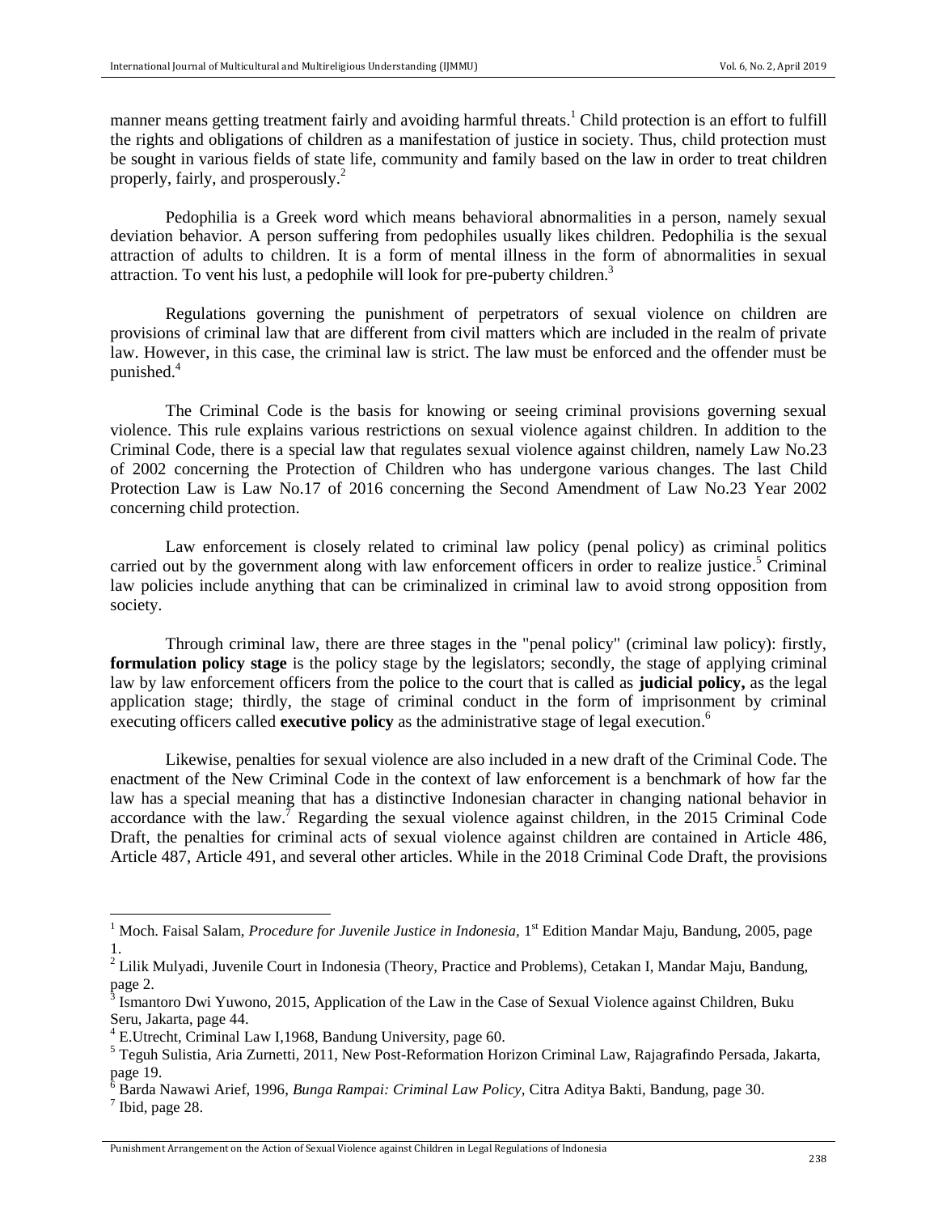manner means getting treatment fairly and avoiding harmful threats.[1] Child protection is an effort to fulfill the rights and obligations of children as a manifestation of justice in society. Thus, child protection must be sought in various fields of state life, community and family based on the law in order to treat children properly, fairly, and prosperously.[2]

Pedophilia is a Greek word which means behavioral abnormalities in a person, namely sexual deviation behavior. A person suffering from pedophiles usually likes children. Pedophilia is the sexual attraction of adults to children. It is a form of mental illness in the form of abnormalities in sexual attraction. To vent his lust, a pedophile will look for pre-puberty children.[3]

Regulations governing the punishment of perpetrators of sexual violence on children are provisions of criminal law that are different from civil matters which are included in the realm of private law. However, in this case, the criminal law is strict. The law must be enforced and the offender must be punished.[4]

The Criminal Code is the basis for knowing or seeing criminal provisions governing sexual violence. This rule explains various restrictions on sexual violence against children. In addition to the Criminal Code, there is a special law that regulates sexual violence against children, namely Law No.23 of 2002 concerning the Protection of Children who has undergone various changes. The last Child Protection Law is Law No.17 of 2016 concerning the Second Amendment of Law No.23 Year 2002 concerning child protection.

Law enforcement is closely related to criminal law policy (penal policy) as criminal politics carried out by the government along with law enforcement officers in order to realize justice.[5] Criminal law policies include anything that can be criminalized in criminal law to avoid strong opposition from society.

Through criminal law, there are three stages in the "penal policy" (criminal law policy): firstly, **formulation policy stage** is the policy stage by the legislators; secondly, the stage of applying criminal law by law enforcement officers from the police to the court that is called as **judicial policy,** as the legal application stage; thirdly, the stage of criminal conduct in the form of imprisonment by criminal executing officers called **executive policy** as the administrative stage of legal execution.[6]

Likewise, penalties for sexual violence are also included in a new draft of the Criminal Code. The enactment of the New Criminal Code in the context of law enforcement is a benchmark of how far the law has a special meaning that has a distinctive Indonesian character in changing national behavior in accordance with the law.[7] Regarding the sexual violence against children, in the 2015 Criminal Code Draft, the penalties for criminal acts of sexual violence against children are contained in Article 486, Article 487, Article 491, and several other articles. While in the 2018 Criminal Code Draft, the provisions

---

[1] Moch. Faisal Salam, *Procedure for Juvenile Justice in Indonesia,* 1st Edition Mandar Maju, Bandung, 2005, page 1.

[2] Lilik Mulyadi, Juvenile Court in Indonesia (Theory, Practice and Problems), Cetakan I, Mandar Maju, Bandung, page 2.

[3] Ismantoro Dwi Yuwono, 2015, Application of the Law in the Case of Sexual Violence against Children, Buku Seru, Jakarta, page 44.

[4] E.Utrecht, Criminal Law I,1968, Bandung University, page 60.

[5] Teguh Sulistia, Aria Zurnetti, 2011, New Post-Reformation Horizon Criminal Law, Rajagrafindo Persada, Jakarta, page 19.

[6] Barda Nawawi Arief, 1996, *Bunga Rampai: Criminal Law Policy,* Citra Aditya Bakti, Bandung, page 30.

[7] Ibid, page 28.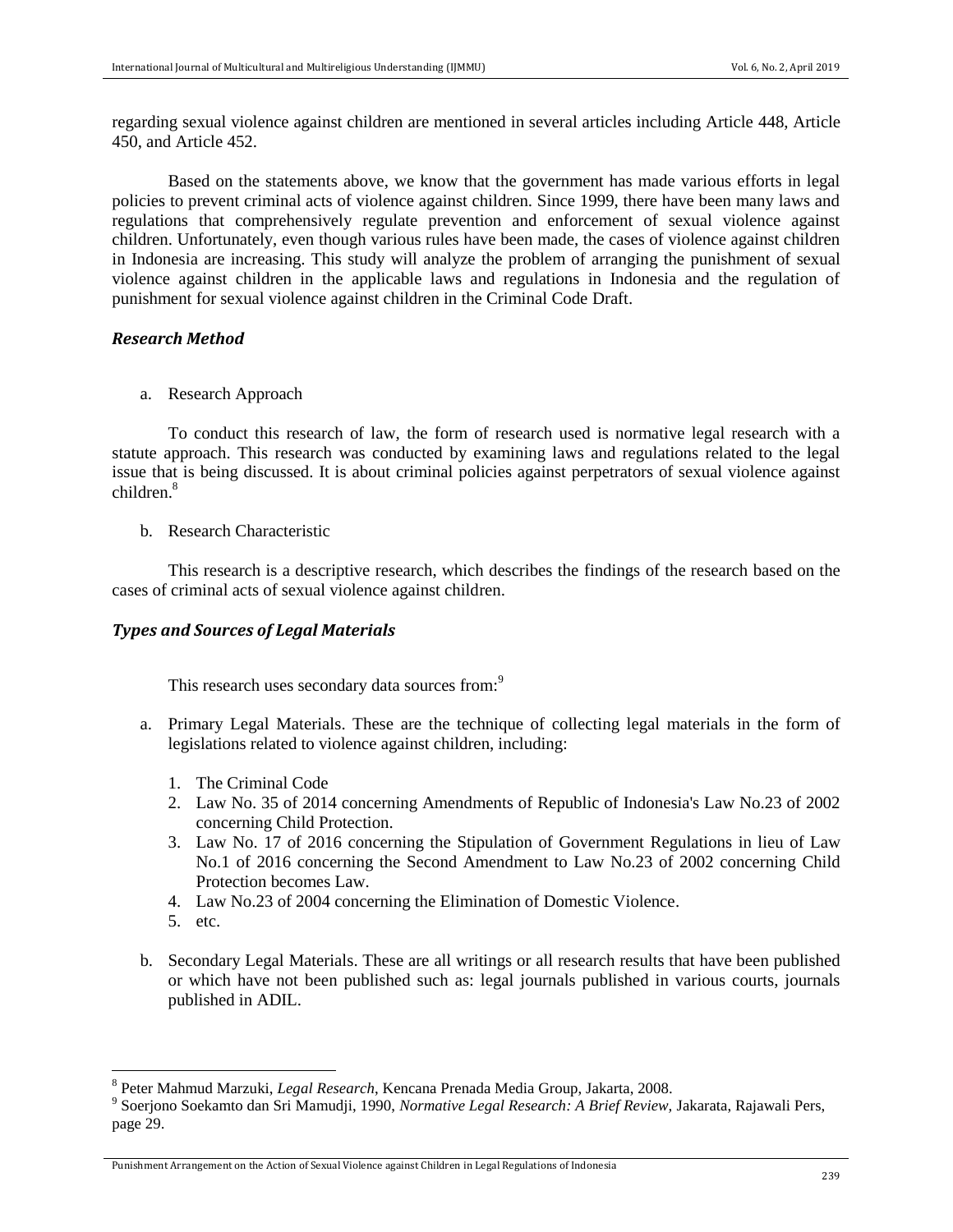regarding sexual violence against children are mentioned in several articles including Article 448, Article 450, and Article 452.

Based on the statements above, we know that the government has made various efforts in legal policies to prevent criminal acts of violence against children. Since 1999, there have been many laws and regulations that comprehensively regulate prevention and enforcement of sexual violence against children. Unfortunately, even though various rules have been made, the cases of violence against children in Indonesia are increasing. This study will analyze the problem of arranging the punishment of sexual violence against children in the applicable laws and regulations in Indonesia and the regulation of punishment for sexual violence against children in the Criminal Code Draft.

### *Research Method*

a. Research Approach

To conduct this research of law, the form of research used is normative legal research with a statute approach. This research was conducted by examining laws and regulations related to the legal issue that is being discussed. It is about criminal policies against perpetrators of sexual violence against children.[8]

b. Research Characteristic

This research is a descriptive research, which describes the findings of the research based on the cases of criminal acts of sexual violence against children.

### *Types and Sources of Legal Materials*

This research uses secondary data sources from:[9]

a. Primary Legal Materials. These are the technique of collecting legal materials in the form of legislations related to violence against children, including:

   1. The Criminal Code
   2. Law No. 35 of 2014 concerning Amendments of Republic of Indonesia's Law No.23 of 2002 concerning Child Protection.
   3. Law No. 17 of 2016 concerning the Stipulation of Government Regulations in lieu of Law No.1 of 2016 concerning the Second Amendment to Law No.23 of 2002 concerning Child Protection becomes Law.
   4. Law No.23 of 2004 concerning the Elimination of Domestic Violence.
   5. etc.

b. Secondary Legal Materials. These are all writings or all research results that have been published or which have not been published such as: legal journals published in various courts, journals published in ADIL.

---

[8] Peter Mahmud Marzuki, *Legal Research*, Kencana Prenada Media Group, Jakarta, 2008.

[9] Soerjono Soekamto dan Sri Mamudji, 1990, *Normative Legal Research: A Brief Review,* Jakarata, Rajawali Pers, page 29.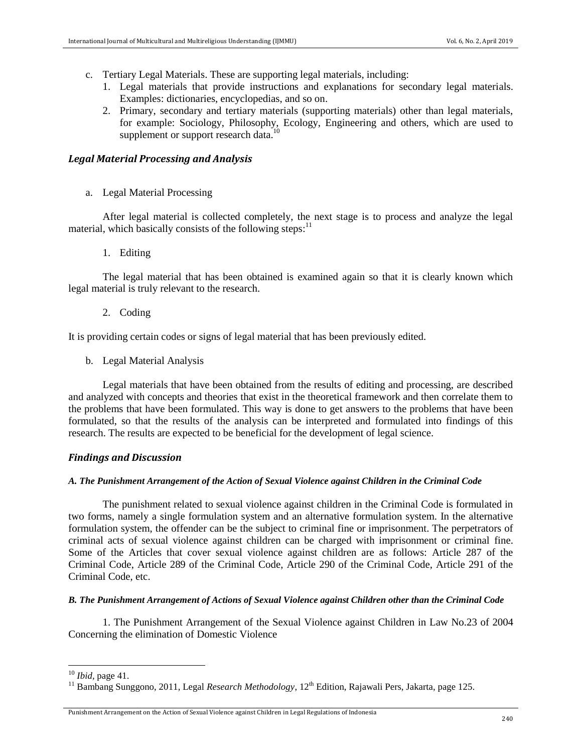c. Tertiary Legal Materials. These are supporting legal materials, including:
   1. Legal materials that provide instructions and explanations for secondary legal materials. Examples: dictionaries, encyclopedias, and so on.
   2. Primary, secondary and tertiary materials (supporting materials) other than legal materials, for example: Sociology, Philosophy, Ecology, Engineering and others, which are used to supplement or support research data.[10]

## *Legal Material Processing and Analysis*

a. Legal Material Processing

After legal material is collected completely, the next stage is to process and analyze the legal material, which basically consists of the following steps:[11]

1. Editing

The legal material that has been obtained is examined again so that it is clearly known which legal material is truly relevant to the research.

2. Coding

It is providing certain codes or signs of legal material that has been previously edited.

b. Legal Material Analysis

Legal materials that have been obtained from the results of editing and processing, are described and analyzed with concepts and theories that exist in the theoretical framework and then correlate them to the problems that have been formulated. This way is done to get answers to the problems that have been formulated, so that the results of the analysis can be interpreted and formulated into findings of this research. The results are expected to be beneficial for the development of legal science.

## *Findings and Discussion*

### *A. The Punishment Arrangement of the Action of Sexual Violence against Children in the Criminal Code*

The punishment related to sexual violence against children in the Criminal Code is formulated in two forms, namely a single formulation system and an alternative formulation system. In the alternative formulation system, the offender can be the subject to criminal fine or imprisonment. The perpetrators of criminal acts of sexual violence against children can be charged with imprisonment or criminal fine. Some of the Articles that cover sexual violence against children are as follows: Article 287 of the Criminal Code, Article 289 of the Criminal Code, Article 290 of the Criminal Code, Article 291 of the Criminal Code, etc.

### *B. The Punishment Arrangement of Actions of Sexual Violence against Children other than the Criminal Code*

1. The Punishment Arrangement of the Sexual Violence against Children in Law No.23 of 2004 Concerning the elimination of Domestic Violence

---

[10] *Ibid*, page 41.

[11] Bambang Sunggono, 2011, Legal *Research Methodology*, 12th Edition, Rajawali Pers, Jakarta, page 125.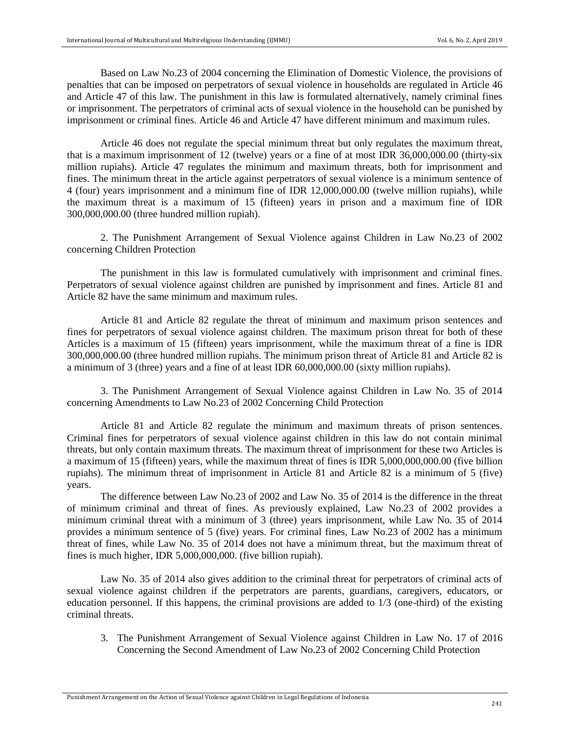Based on Law No.23 of 2004 concerning the Elimination of Domestic Violence, the provisions of penalties that can be imposed on perpetrators of sexual violence in households are regulated in Article 46 and Article 47 of this law. The punishment in this law is formulated alternatively, namely criminal fines or imprisonment. The perpetrators of criminal acts of sexual violence in the household can be punished by imprisonment or criminal fines. Article 46 and Article 47 have different minimum and maximum rules.

Article 46 does not regulate the special minimum threat but only regulates the maximum threat, that is a maximum imprisonment of 12 (twelve) years or a fine of at most IDR 36,000,000.00 (thirty-six million rupiahs). Article 47 regulates the minimum and maximum threats, both for imprisonment and fines. The minimum threat in the article against perpetrators of sexual violence is a minimum sentence of 4 (four) years imprisonment and a minimum fine of IDR 12,000,000.00 (twelve million rupiahs), while the maximum threat is a maximum of 15 (fifteen) years in prison and a maximum fine of IDR 300,000,000.00 (three hundred million rupiah).

2. The Punishment Arrangement of Sexual Violence against Children in Law No.23 of 2002 concerning Children Protection

The punishment in this law is formulated cumulatively with imprisonment and criminal fines. Perpetrators of sexual violence against children are punished by imprisonment and fines. Article 81 and Article 82 have the same minimum and maximum rules.

Article 81 and Article 82 regulate the threat of minimum and maximum prison sentences and fines for perpetrators of sexual violence against children. The maximum prison threat for both of these Articles is a maximum of 15 (fifteen) years imprisonment, while the maximum threat of a fine is IDR 300,000,000.00 (three hundred million rupiahs. The minimum prison threat of Article 81 and Article 82 is a minimum of 3 (three) years and a fine of at least IDR 60,000,000.00 (sixty million rupiahs).

3. The Punishment Arrangement of Sexual Violence against Children in Law No. 35 of 2014 concerning Amendments to Law No.23 of 2002 Concerning Child Protection

Article 81 and Article 82 regulate the minimum and maximum threats of prison sentences. Criminal fines for perpetrators of sexual violence against children in this law do not contain minimal threats, but only contain maximum threats. The maximum threat of imprisonment for these two Articles is a maximum of 15 (fifteen) years, while the maximum threat of fines is IDR 5,000,000,000.00 (five billion rupiahs). The minimum threat of imprisonment in Article 81 and Article 82 is a minimum of 5 (five) years.

The difference between Law No.23 of 2002 and Law No. 35 of 2014 is the difference in the threat of minimum criminal and threat of fines. As previously explained, Law No.23 of 2002 provides a minimum criminal threat with a minimum of 3 (three) years imprisonment, while Law No. 35 of 2014 provides a minimum sentence of 5 (five) years. For criminal fines, Law No.23 of 2002 has a minimum threat of fines, while Law No. 35 of 2014 does not have a minimum threat, but the maximum threat of fines is much higher, IDR 5,000,000,000. (five billion rupiah).

Law No. 35 of 2014 also gives addition to the criminal threat for perpetrators of criminal acts of sexual violence against children if the perpetrators are parents, guardians, caregivers, educators, or education personnel. If this happens, the criminal provisions are added to 1/3 (one-third) of the existing criminal threats.

3. The Punishment Arrangement of Sexual Violence against Children in Law No. 17 of 2016 Concerning the Second Amendment of Law No.23 of 2002 Concerning Child Protection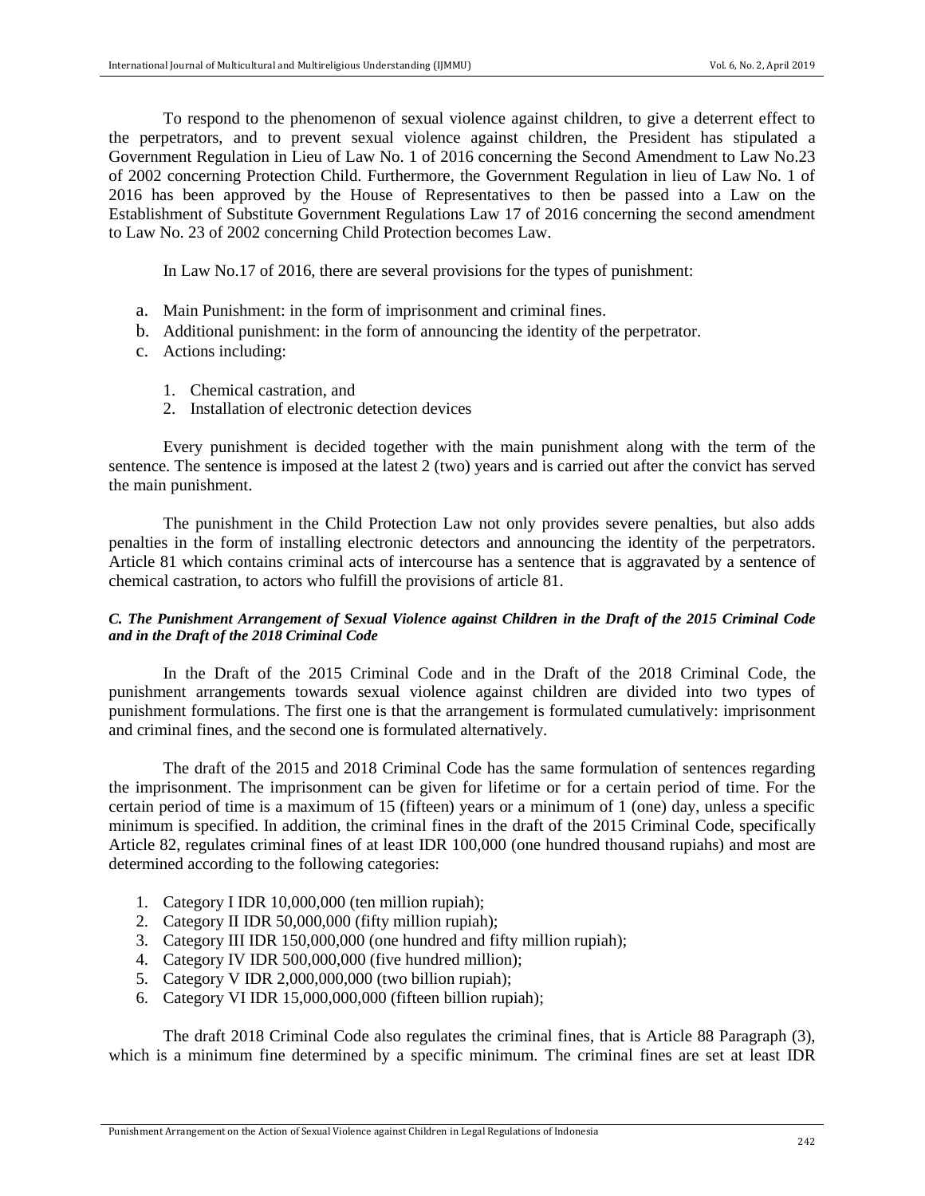To respond to the phenomenon of sexual violence against children, to give a deterrent effect to the perpetrators, and to prevent sexual violence against children, the President has stipulated a Government Regulation in Lieu of Law No. 1 of 2016 concerning the Second Amendment to Law No.23 of 2002 concerning Protection Child. Furthermore, the Government Regulation in lieu of Law No. 1 of 2016 has been approved by the House of Representatives to then be passed into a Law on the Establishment of Substitute Government Regulations Law 17 of 2016 concerning the second amendment to Law No. 23 of 2002 concerning Child Protection becomes Law.

In Law No.17 of 2016, there are several provisions for the types of punishment:

a. Main Punishment: in the form of imprisonment and criminal fines.
b. Additional punishment: in the form of announcing the identity of the perpetrator.
c. Actions including:
    1. Chemical castration, and
    2. Installation of electronic detection devices

Every punishment is decided together with the main punishment along with the term of the sentence. The sentence is imposed at the latest 2 (two) years and is carried out after the convict has served the main punishment.

The punishment in the Child Protection Law not only provides severe penalties, but also adds penalties in the form of installing electronic detectors and announcing the identity of the perpetrators. Article 81 which contains criminal acts of intercourse has a sentence that is aggravated by a sentence of chemical castration, to actors who fulfill the provisions of article 81.

### *C. The Punishment Arrangement of Sexual Violence against Children in the Draft of the 2015 Criminal Code and in the Draft of the 2018 Criminal Code*

In the Draft of the 2015 Criminal Code and in the Draft of the 2018 Criminal Code, the punishment arrangements towards sexual violence against children are divided into two types of punishment formulations. The first one is that the arrangement is formulated cumulatively: imprisonment and criminal fines, and the second one is formulated alternatively.

The draft of the 2015 and 2018 Criminal Code has the same formulation of sentences regarding the imprisonment. The imprisonment can be given for lifetime or for a certain period of time. For the certain period of time is a maximum of 15 (fifteen) years or a minimum of 1 (one) day, unless a specific minimum is specified. In addition, the criminal fines in the draft of the 2015 Criminal Code, specifically Article 82, regulates criminal fines of at least IDR 100,000 (one hundred thousand rupiahs) and most are determined according to the following categories:

1. Category I IDR 10,000,000 (ten million rupiah);
2. Category II IDR 50,000,000 (fifty million rupiah);
3. Category III IDR 150,000,000 (one hundred and fifty million rupiah);
4. Category IV IDR 500,000,000 (five hundred million);
5. Category V IDR 2,000,000,000 (two billion rupiah);
6. Category VI IDR 15,000,000,000 (fifteen billion rupiah);

The draft 2018 Criminal Code also regulates the criminal fines, that is Article 88 Paragraph (3), which is a minimum fine determined by a specific minimum. The criminal fines are set at least IDR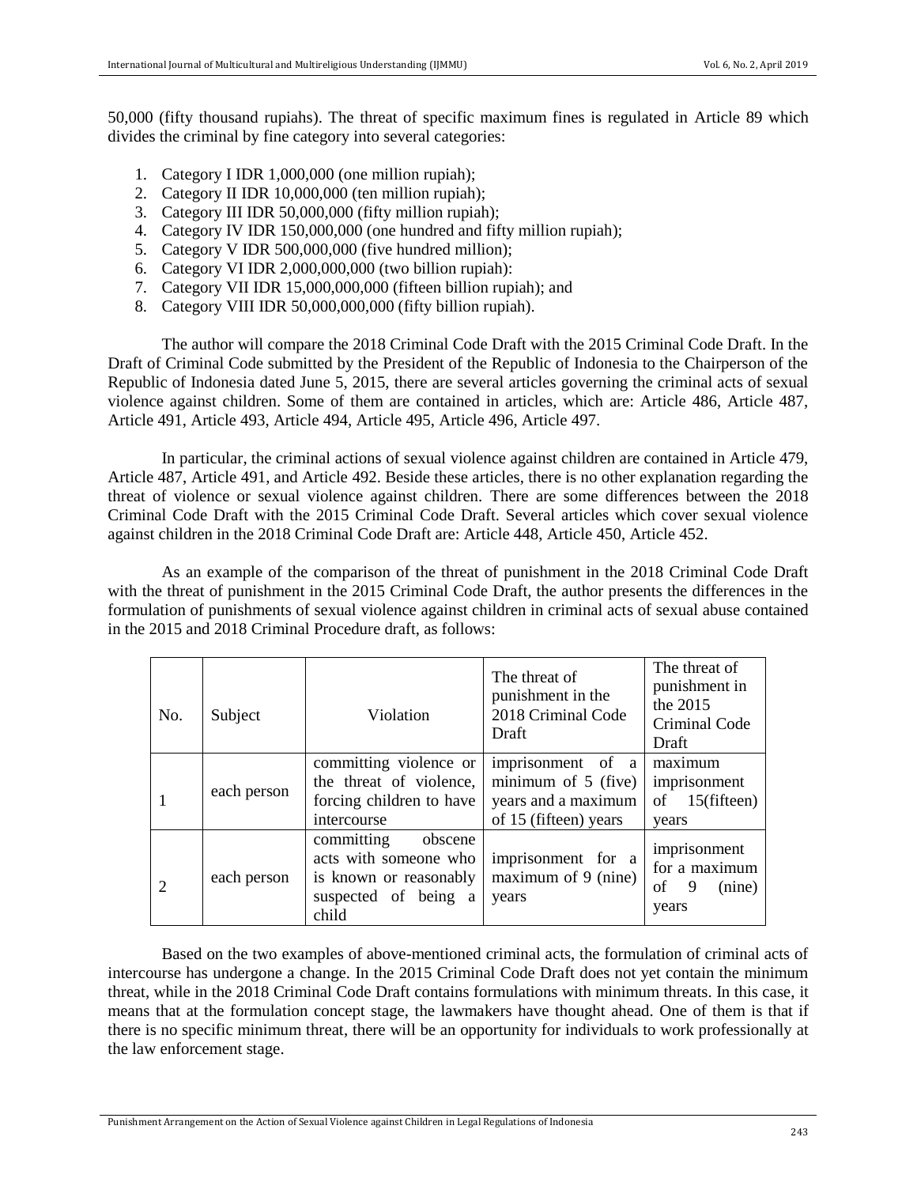50,000 (fifty thousand rupiahs). The threat of specific maximum fines is regulated in Article 89 which divides the criminal by fine category into several categories:

1. Category I IDR 1,000,000 (one million rupiah);
2. Category II IDR 10,000,000 (ten million rupiah);
3. Category III IDR 50,000,000 (fifty million rupiah);
4. Category IV IDR 150,000,000 (one hundred and fifty million rupiah);
5. Category V IDR 500,000,000 (five hundred million);
6. Category VI IDR 2,000,000,000 (two billion rupiah):
7. Category VII IDR 15,000,000,000 (fifteen billion rupiah); and
8. Category VIII IDR 50,000,000,000 (fifty billion rupiah).

The author will compare the 2018 Criminal Code Draft with the 2015 Criminal Code Draft. In the Draft of Criminal Code submitted by the President of the Republic of Indonesia to the Chairperson of the Republic of Indonesia dated June 5, 2015, there are several articles governing the criminal acts of sexual violence against children. Some of them are contained in articles, which are: Article 486, Article 487, Article 491, Article 493, Article 494, Article 495, Article 496, Article 497.

In particular, the criminal actions of sexual violence against children are contained in Article 479, Article 487, Article 491, and Article 492. Beside these articles, there is no other explanation regarding the threat of violence or sexual violence against children. There are some differences between the 2018 Criminal Code Draft with the 2015 Criminal Code Draft. Several articles which cover sexual violence against children in the 2018 Criminal Code Draft are: Article 448, Article 450, Article 452.

As an example of the comparison of the threat of punishment in the 2018 Criminal Code Draft with the threat of punishment in the 2015 Criminal Code Draft, the author presents the differences in the formulation of punishments of sexual violence against children in criminal acts of sexual abuse contained in the 2015 and 2018 Criminal Procedure draft, as follows:

| No. | Subject | Violation | The threat of punishment in the 2018 Criminal Code Draft | The threat of punishment in the 2015 Criminal Code Draft |
|---|---|---|---|---|
| 1 | each person | committing violence or the threat of violence, forcing children to have intercourse | imprisonment of a minimum of 5 (five) years and a maximum of 15 (fifteen) years | maximum imprisonment of 15(fifteen) years |
| 2 | each person | committing obscene acts with someone who is known or reasonably suspected of being a child | imprisonment for a maximum of 9 (nine) years | imprisonment for a maximum of 9 (nine) years |

Based on the two examples of above-mentioned criminal acts, the formulation of criminal acts of intercourse has undergone a change. In the 2015 Criminal Code Draft does not yet contain the minimum threat, while in the 2018 Criminal Code Draft contains formulations with minimum threats. In this case, it means that at the formulation concept stage, the lawmakers have thought ahead. One of them is that if there is no specific minimum threat, there will be an opportunity for individuals to work professionally at the law enforcement stage.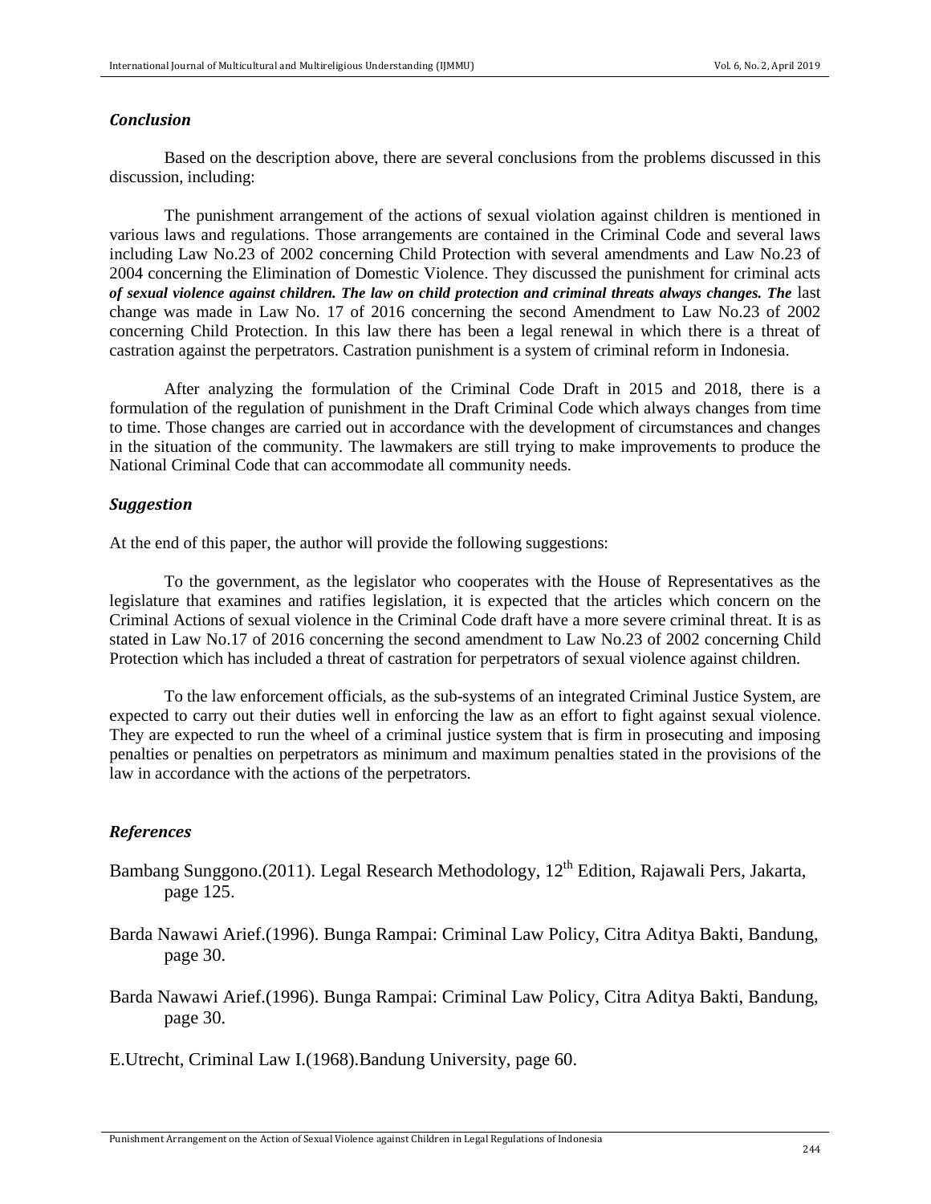### *Conclusion*

Based on the description above, there are several conclusions from the problems discussed in this discussion, including:

The punishment arrangement of the actions of sexual violation against children is mentioned in various laws and regulations. Those arrangements are contained in the Criminal Code and several laws including Law No.23 of 2002 concerning Child Protection with several amendments and Law No.23 of 2004 concerning the Elimination of Domestic Violence. They discussed the punishment for criminal acts ***of sexual violence against children. The law on child protection and criminal threats always changes. The*** last change was made in Law No. 17 of 2016 concerning the second Amendment to Law No.23 of 2002 concerning Child Protection. In this law there has been a legal renewal in which there is a threat of castration against the perpetrators. Castration punishment is a system of criminal reform in Indonesia.

After analyzing the formulation of the Criminal Code Draft in 2015 and 2018, there is a formulation of the regulation of punishment in the Draft Criminal Code which always changes from time to time. Those changes are carried out in accordance with the development of circumstances and changes in the situation of the community. The lawmakers are still trying to make improvements to produce the National Criminal Code that can accommodate all community needs.

### *Suggestion*

At the end of this paper, the author will provide the following suggestions:

To the government, as the legislator who cooperates with the House of Representatives as the legislature that examines and ratifies legislation, it is expected that the articles which concern on the Criminal Actions of sexual violence in the Criminal Code draft have a more severe criminal threat. It is as stated in Law No.17 of 2016 concerning the second amendment to Law No.23 of 2002 concerning Child Protection which has included a threat of castration for perpetrators of sexual violence against children.

To the law enforcement officials, as the sub-systems of an integrated Criminal Justice System, are expected to carry out their duties well in enforcing the law as an effort to fight against sexual violence. They are expected to run the wheel of a criminal justice system that is firm in prosecuting and imposing penalties or penalties on perpetrators as minimum and maximum penalties stated in the provisions of the law in accordance with the actions of the perpetrators.

### *References*

Bambang Sunggono.(2011). Legal Research Methodology, 12th Edition, Rajawali Pers, Jakarta, page 125.

Barda Nawawi Arief.(1996). Bunga Rampai: Criminal Law Policy, Citra Aditya Bakti, Bandung, page 30.

Barda Nawawi Arief.(1996). Bunga Rampai: Criminal Law Policy, Citra Aditya Bakti, Bandung, page 30.

E.Utrecht, Criminal Law I.(1968).Bandung University, page 60.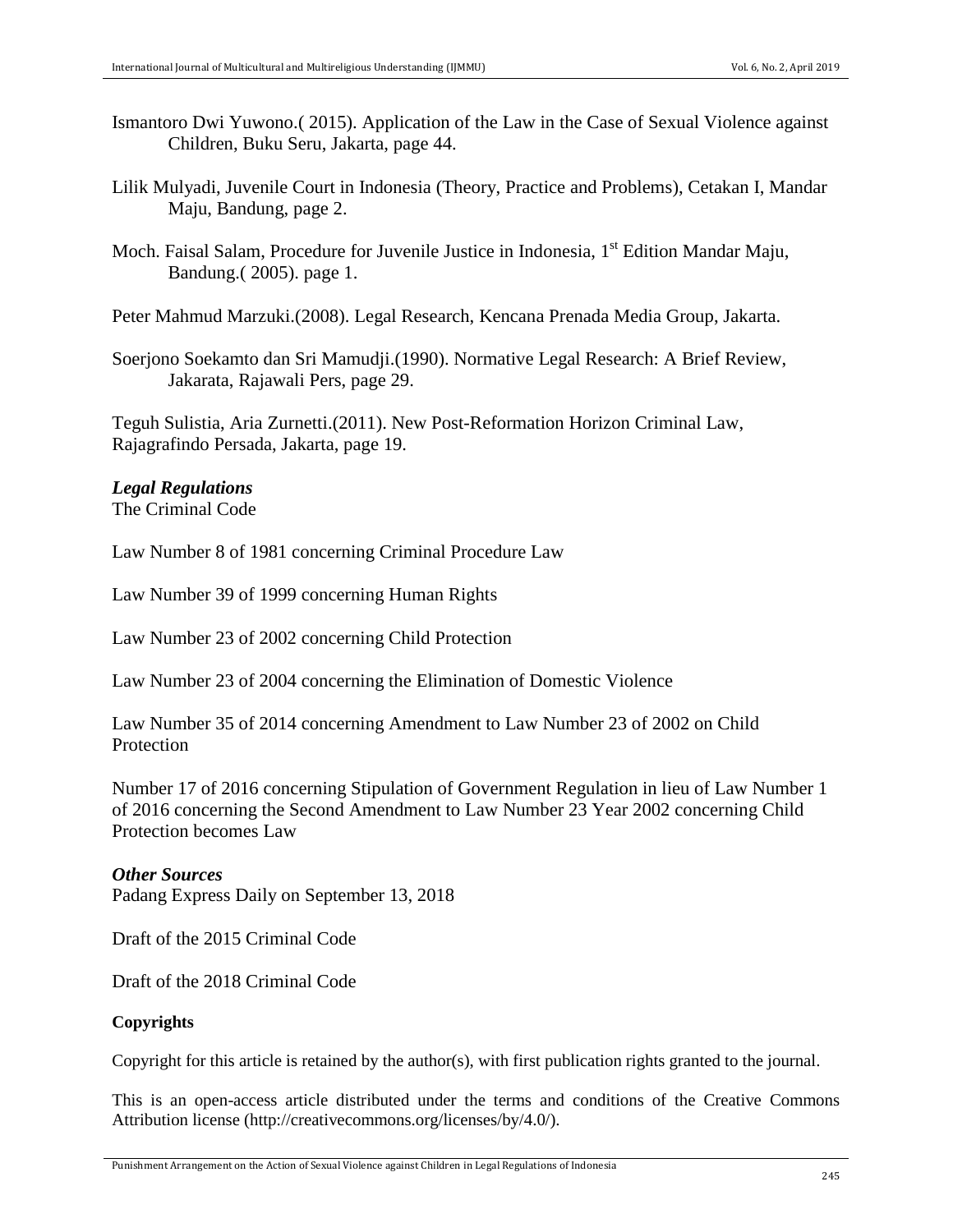Ismantoro Dwi Yuwono.( 2015). Application of the Law in the Case of Sexual Violence against Children, Buku Seru, Jakarta, page 44.

Lilik Mulyadi, Juvenile Court in Indonesia (Theory, Practice and Problems), Cetakan I, Mandar Maju, Bandung, page 2.

Moch. Faisal Salam, Procedure for Juvenile Justice in Indonesia, 1st Edition Mandar Maju, Bandung.( 2005). page 1.

Peter Mahmud Marzuki.(2008). Legal Research, Kencana Prenada Media Group, Jakarta.

Soerjono Soekamto dan Sri Mamudji.(1990). Normative Legal Research: A Brief Review, Jakarata, Rajawali Pers, page 29.

Teguh Sulistia, Aria Zurnetti.(2011). New Post-Reformation Horizon Criminal Law, Rajagrafindo Persada, Jakarta, page 19.

***Legal Regulations***

The Criminal Code

Law Number 8 of 1981 concerning Criminal Procedure Law

Law Number 39 of 1999 concerning Human Rights

Law Number 23 of 2002 concerning Child Protection

Law Number 23 of 2004 concerning the Elimination of Domestic Violence

Law Number 35 of 2014 concerning Amendment to Law Number 23 of 2002 on Child Protection

Number 17 of 2016 concerning Stipulation of Government Regulation in lieu of Law Number 1 of 2016 concerning the Second Amendment to Law Number 23 Year 2002 concerning Child Protection becomes Law

***Other Sources***

Padang Express Daily on September 13, 2018

Draft of the 2015 Criminal Code

Draft of the 2018 Criminal Code

**Copyrights**

Copyright for this article is retained by the author(s), with first publication rights granted to the journal.

This is an open-access article distributed under the terms and conditions of the Creative Commons Attribution license (http://creativecommons.org/licenses/by/4.0/).